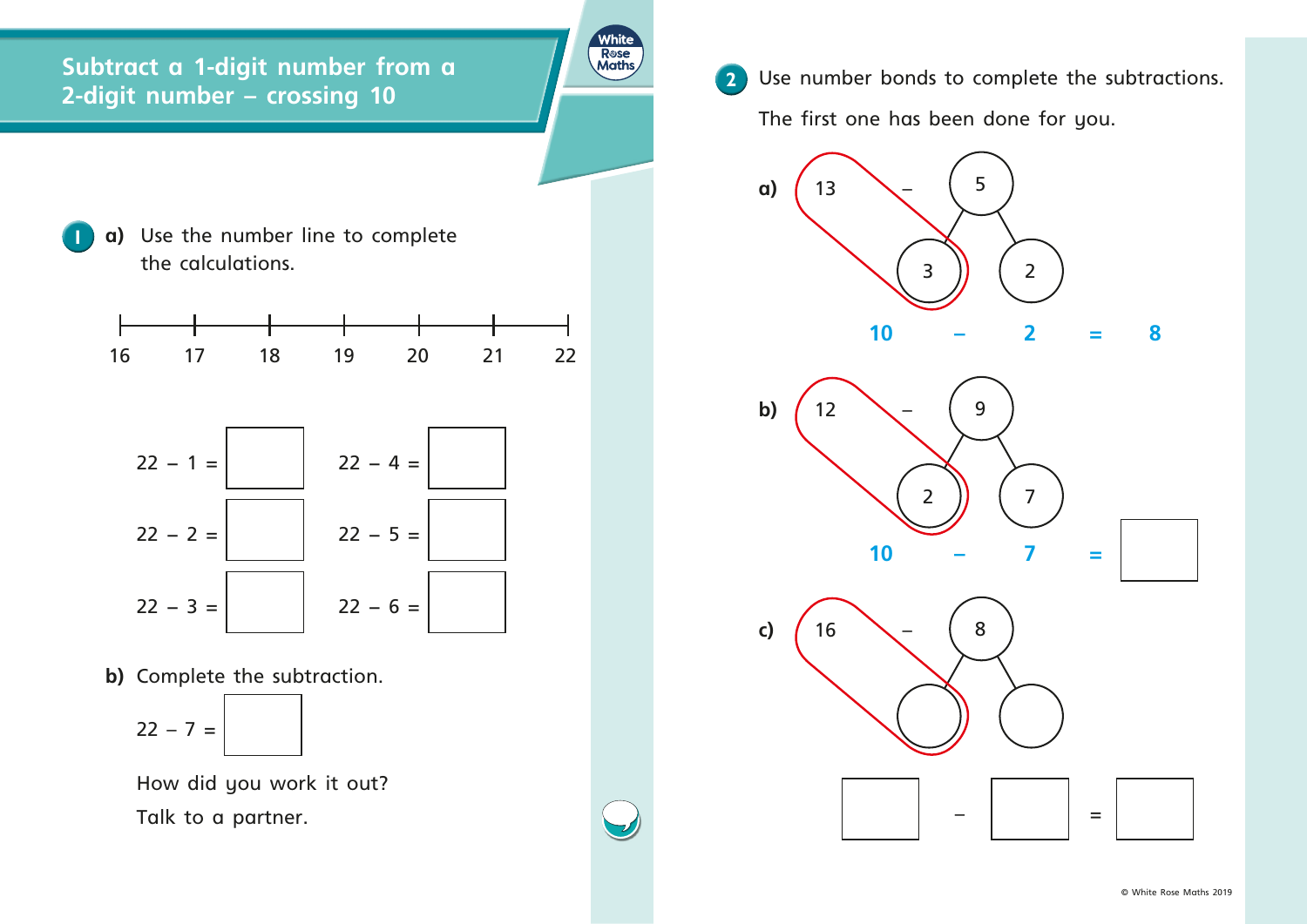# Subtract a 1-digit number from a 2-digit number – crossing 10

**1** **a)** Use the number line to complete the calculations.

16 17 18 19 20 21 22

22 − 1 = ☐ 22 − 4 = ☐

22 − 2 = ☐ 22 − 5 = ☐

22 − 3 = ☐ 22 − 6 = ☐

**b)** Complete the subtraction.

22 − 7 = ☐

How did you work it out?

Talk to a partner.

**2** Use number bonds to complete the subtractions.

The first one has been done for you.

**a)** 13 − 5 (5 split into 3 and 2)

10 − 2 = 8

**b)** 12 − 9 (9 split into 2 and 7)

10 − 7 = ☐

**c)** 16 − 8 (8 split into ☐ and ☐)

☐ − ☐ = ☐

© White Rose Maths 2019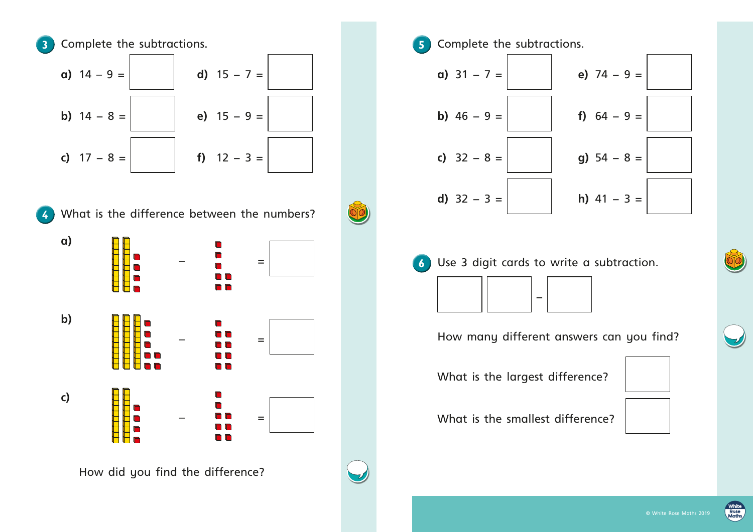**3** Complete the subtractions.

a) $14 - 9 =$ ☐

b) $14 - 8 =$ ☐

c) $17 - 8 =$ ☐

d) $15 - 7 =$ ☐

e) $15 - 9 =$ ☐

f) $12 - 3 =$ ☐

**4** What is the difference between the numbers?

a) − = ☐

b) − = ☐

c) − = ☐

How did you find the difference?

**5** Complete the subtractions.

a) $31 - 7 =$ ☐

b) $46 - 9 =$ ☐

c) $32 - 8 =$ ☐

d) $32 - 3 =$ ☐

e) $74 - 9 =$ ☐

f) $64 - 9 =$ ☐

g) $54 - 8 =$ ☐

h) $41 - 3 =$ ☐

**6** Use 3 digit cards to write a subtraction.

☐ ☐ − ☐

How many different answers can you find?

What is the largest difference? ☐

What is the smallest difference? ☐